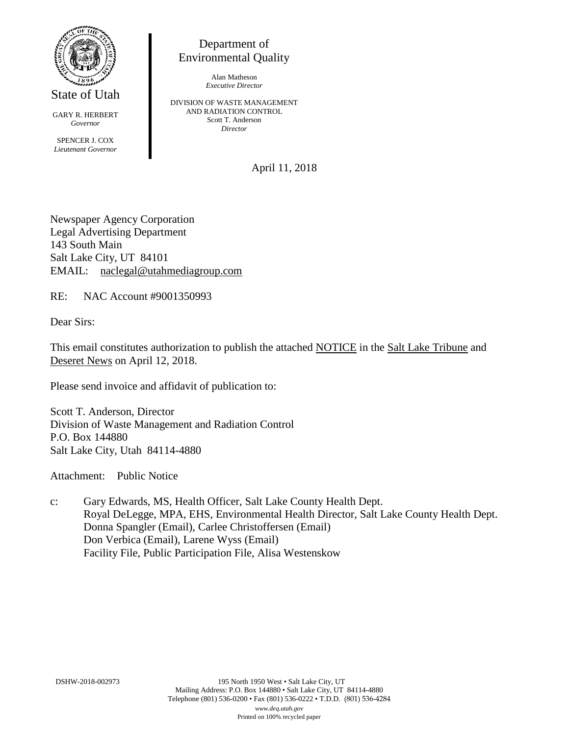State of Utah

GARY R. HERBERT
*Governor*

SPENCER J. COX
*Lieutenant Governor*

Department of
Environmental Quality

Alan Matheson
*Executive Director*

DIVISION OF WASTE MANAGEMENT
AND RADIATION CONTROL
Scott T. Anderson
*Director*

April 11, 2018

Newspaper Agency Corporation
Legal Advertising Department
143 South Main
Salt Lake City, UT 84101
EMAIL: naclegal@utahmediagroup.com

RE: NAC Account #9001350993

Dear Sirs:

This email constitutes authorization to publish the attached NOTICE in the Salt Lake Tribune and Deseret News on April 12, 2018.

Please send invoice and affidavit of publication to:

Scott T. Anderson, Director
Division of Waste Management and Radiation Control
P.O. Box 144880
Salt Lake City, Utah 84114-4880

Attachment: Public Notice

c: Gary Edwards, MS, Health Officer, Salt Lake County Health Dept.
Royal DeLegge, MPA, EHS, Environmental Health Director, Salt Lake County Health Dept.
Donna Spangler (Email), Carlee Christoffersen (Email)
Don Verbica (Email), Larene Wyss (Email)
Facility File, Public Participation File, Alisa Westenskow

DSHW-2018-002973

195 North 1950 West • Salt Lake City, UT
Mailing Address: P.O. Box 144880 • Salt Lake City, UT 84114-4880
Telephone (801) 536-0200 • Fax (801) 536-0222 • T.D.D. (801) 536-4284
*www.deq.utah.gov*
Printed on 100% recycled paper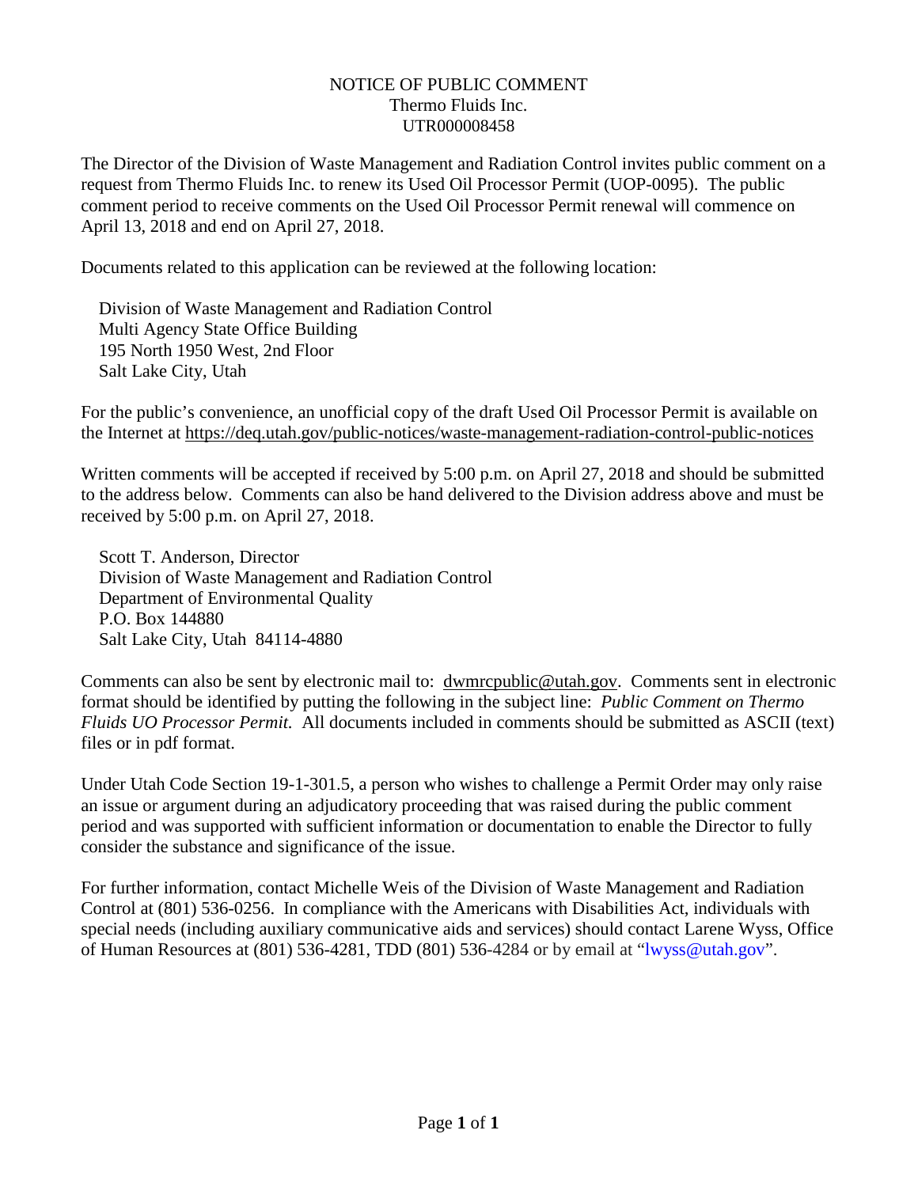# NOTICE OF PUBLIC COMMENT

Thermo Fluids Inc.
UTR000008458

The Director of the Division of Waste Management and Radiation Control invites public comment on a request from Thermo Fluids Inc. to renew its Used Oil Processor Permit (UOP-0095). The public comment period to receive comments on the Used Oil Processor Permit renewal will commence on April 13, 2018 and end on April 27, 2018.

Documents related to this application can be reviewed at the following location:

Division of Waste Management and Radiation Control
Multi Agency State Office Building
195 North 1950 West, 2nd Floor
Salt Lake City, Utah

For the public's convenience, an unofficial copy of the draft Used Oil Processor Permit is available on the Internet at https://deq.utah.gov/public-notices/waste-management-radiation-control-public-notices

Written comments will be accepted if received by 5:00 p.m. on April 27, 2018 and should be submitted to the address below. Comments can also be hand delivered to the Division address above and must be received by 5:00 p.m. on April 27, 2018.

Scott T. Anderson, Director
Division of Waste Management and Radiation Control
Department of Environmental Quality
P.O. Box 144880
Salt Lake City, Utah 84114-4880

Comments can also be sent by electronic mail to: dwmrcpublic@utah.gov. Comments sent in electronic format should be identified by putting the following in the subject line: *Public Comment on Thermo Fluids UO Processor Permit.* All documents included in comments should be submitted as ASCII (text) files or in pdf format.

Under Utah Code Section 19-1-301.5, a person who wishes to challenge a Permit Order may only raise an issue or argument during an adjudicatory proceeding that was raised during the public comment period and was supported with sufficient information or documentation to enable the Director to fully consider the substance and significance of the issue.

For further information, contact Michelle Weis of the Division of Waste Management and Radiation Control at (801) 536-0256. In compliance with the Americans with Disabilities Act, individuals with special needs (including auxiliary communicative aids and services) should contact Larene Wyss, Office of Human Resources at (801) 536-4281, TDD (801) 536-4284 or by email at "lwyss@utah.gov".